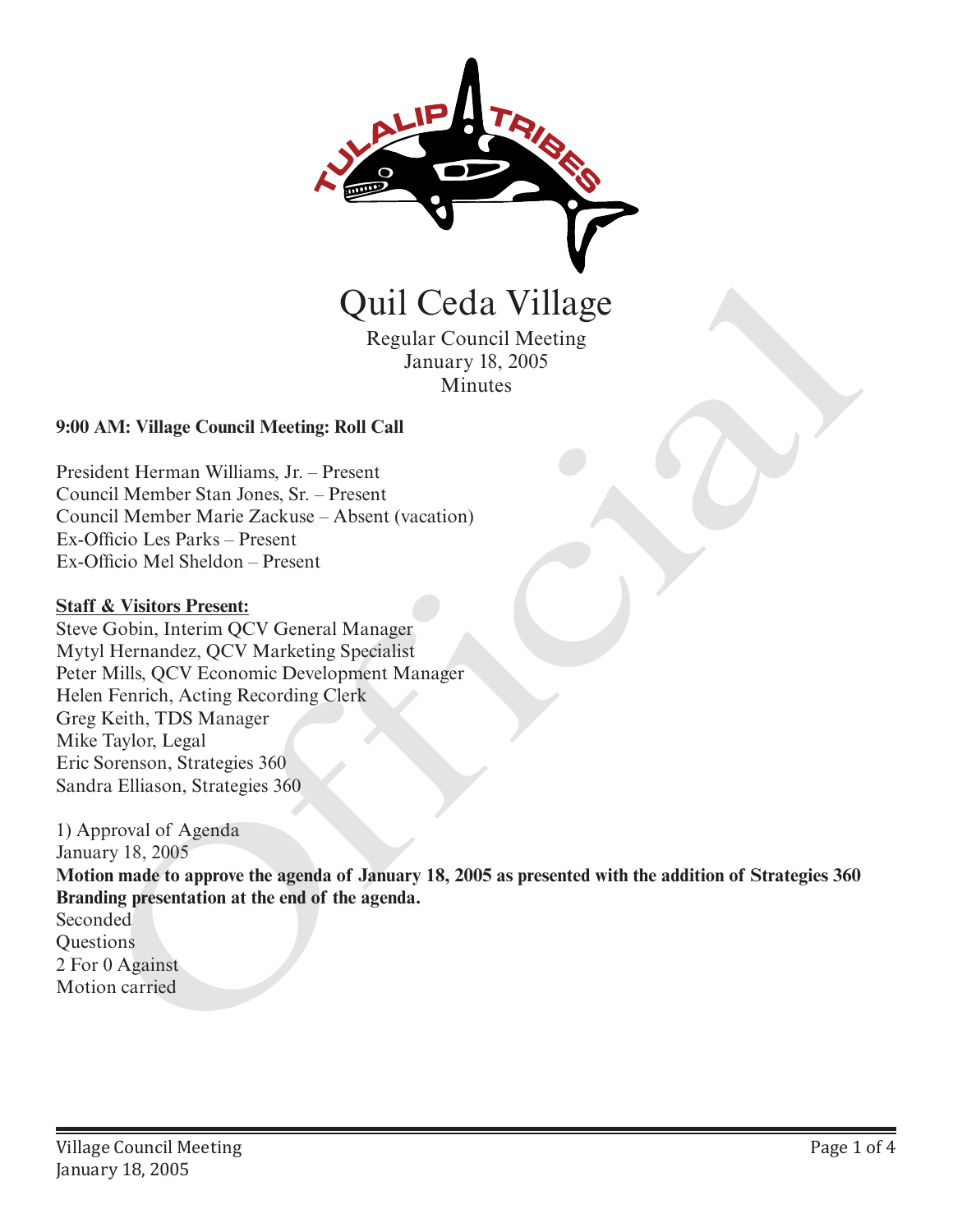# Quil Ceda Village

Regular Council Meeting
January 18, 2005
Minutes

**9:00 AM: Village Council Meeting: Roll Call**

President Herman Williams, Jr. – Present
Council Member Stan Jones, Sr. – Present
Council Member Marie Zackuse – Absent (vacation)
Ex-Officio Les Parks – Present
Ex-Officio Mel Sheldon – Present

**Staff & Visitors Present:**

Steve Gobin, Interim QCV General Manager
Mytyl Hernandez, QCV Marketing Specialist
Peter Mills, QCV Economic Development Manager
Helen Fenrich, Acting Recording Clerk
Greg Keith, TDS Manager
Mike Taylor, Legal
Eric Sorenson, Strategies 360
Sandra Elliason, Strategies 360

1) Approval of Agenda
January 18, 2005
**Motion made to approve the agenda of January 18, 2005 as presented with the addition of Strategies 360 Branding presentation at the end of the agenda.**
Seconded
Questions
2 For 0 Against
Motion carried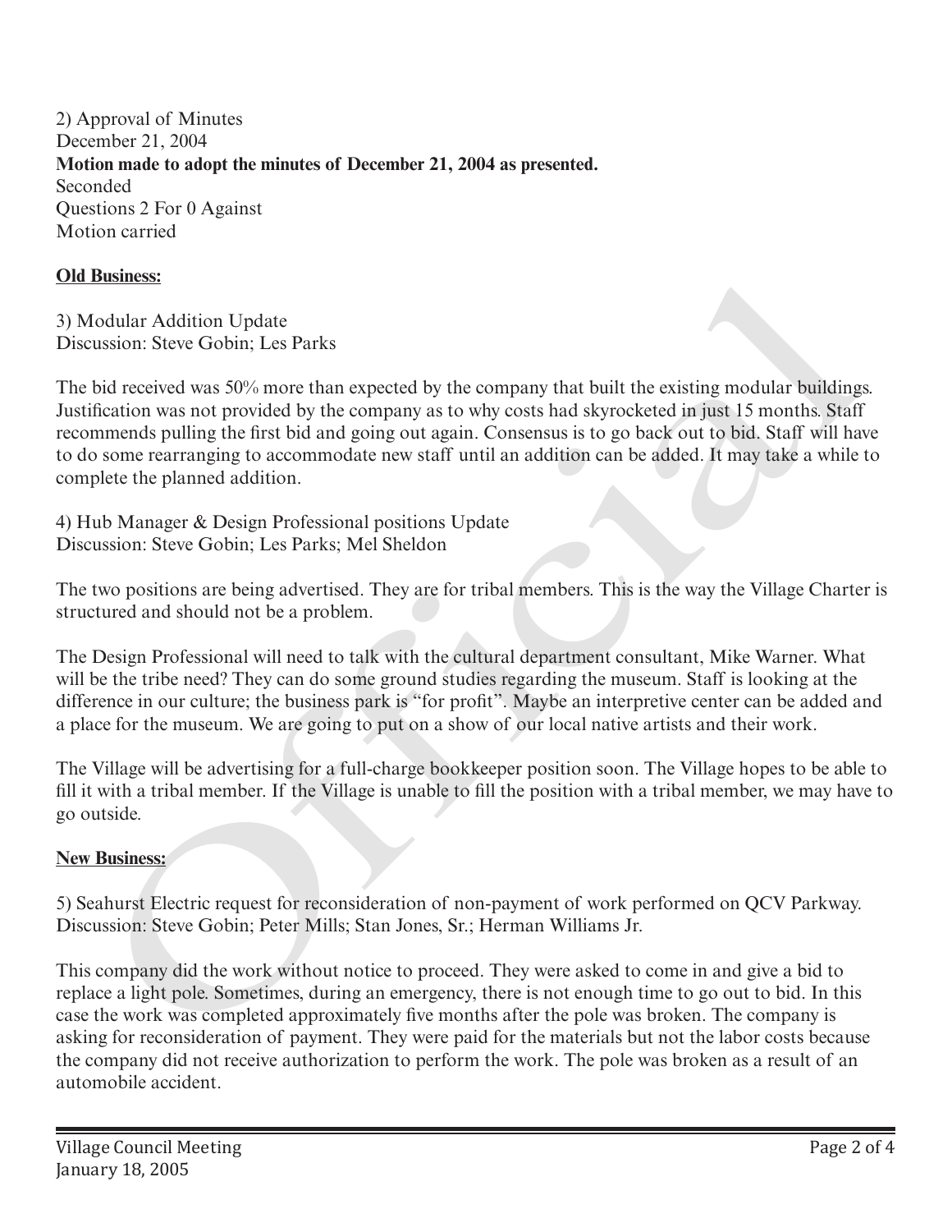2) Approval of Minutes
December 21, 2004
**Motion made to adopt the minutes of December 21, 2004 as presented.**
Seconded
Questions 2 For 0 Against
Motion carried

**Old Business:**

3) Modular Addition Update
Discussion: Steve Gobin; Les Parks

The bid received was 50% more than expected by the company that built the existing modular buildings. Justification was not provided by the company as to why costs had skyrocketed in just 15 months. Staff recommends pulling the first bid and going out again. Consensus is to go back out to bid. Staff will have to do some rearranging to accommodate new staff until an addition can be added. It may take a while to complete the planned addition.

4) Hub Manager & Design Professional positions Update
Discussion: Steve Gobin; Les Parks; Mel Sheldon

The two positions are being advertised. They are for tribal members. This is the way the Village Charter is structured and should not be a problem.

The Design Professional will need to talk with the cultural department consultant, Mike Warner. What will be the tribe need? They can do some ground studies regarding the museum. Staff is looking at the difference in our culture; the business park is "for profit". Maybe an interpretive center can be added and a place for the museum. We are going to put on a show of our local native artists and their work.

The Village will be advertising for a full-charge bookkeeper position soon. The Village hopes to be able to fill it with a tribal member. If the Village is unable to fill the position with a tribal member, we may have to go outside.

**New Business:**

5) Seahurst Electric request for reconsideration of non-payment of work performed on QCV Parkway.
Discussion: Steve Gobin; Peter Mills; Stan Jones, Sr.; Herman Williams Jr.

This company did the work without notice to proceed. They were asked to come in and give a bid to replace a light pole. Sometimes, during an emergency, there is not enough time to go out to bid. In this case the work was completed approximately five months after the pole was broken. The company is asking for reconsideration of payment. They were paid for the materials but not the labor costs because the company did not receive authorization to perform the work. The pole was broken as a result of an automobile accident.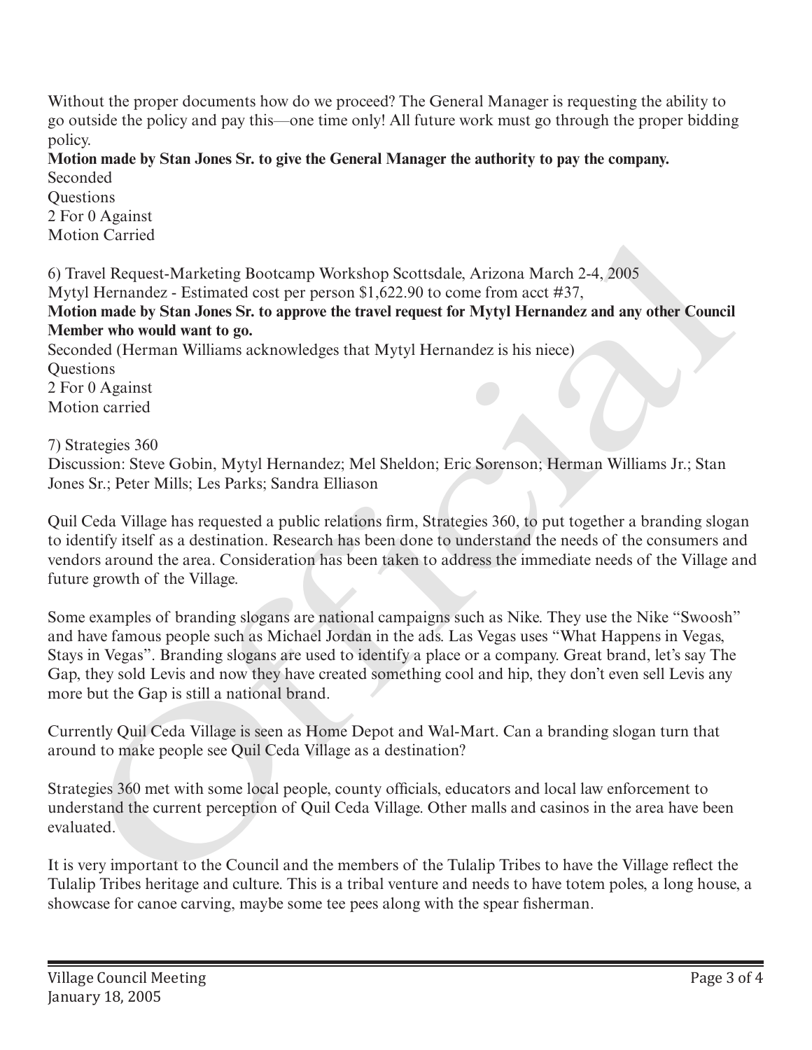Without the proper documents how do we proceed? The General Manager is requesting the ability to go outside the policy and pay this—one time only! All future work must go through the proper bidding policy.

**Motion made by Stan Jones Sr. to give the General Manager the authority to pay the company.**
Seconded
Questions
2 For 0 Against
Motion Carried

6) Travel Request-Marketing Bootcamp Workshop Scottsdale, Arizona March 2-4, 2005
Mytyl Hernandez - Estimated cost per person $1,622.90 to come from acct #37,
**Motion made by Stan Jones Sr. to approve the travel request for Mytyl Hernandez and any other Council Member who would want to go.**
Seconded (Herman Williams acknowledges that Mytyl Hernandez is his niece)
Questions
2 For 0 Against
Motion carried

7) Strategies 360
Discussion: Steve Gobin, Mytyl Hernandez; Mel Sheldon; Eric Sorenson; Herman Williams Jr.; Stan Jones Sr.; Peter Mills; Les Parks; Sandra Elliason

Quil Ceda Village has requested a public relations firm, Strategies 360, to put together a branding slogan to identify itself as a destination. Research has been done to understand the needs of the consumers and vendors around the area. Consideration has been taken to address the immediate needs of the Village and future growth of the Village.

Some examples of branding slogans are national campaigns such as Nike. They use the Nike "Swoosh" and have famous people such as Michael Jordan in the ads. Las Vegas uses "What Happens in Vegas, Stays in Vegas". Branding slogans are used to identify a place or a company. Great brand, let's say The Gap, they sold Levis and now they have created something cool and hip, they don't even sell Levis any more but the Gap is still a national brand.

Currently Quil Ceda Village is seen as Home Depot and Wal-Mart. Can a branding slogan turn that around to make people see Quil Ceda Village as a destination?

Strategies 360 met with some local people, county officials, educators and local law enforcement to understand the current perception of Quil Ceda Village. Other malls and casinos in the area have been evaluated.

It is very important to the Council and the members of the Tulalip Tribes to have the Village reflect the Tulalip Tribes heritage and culture. This is a tribal venture and needs to have totem poles, a long house, a showcase for canoe carving, maybe some tee pees along with the spear fisherman.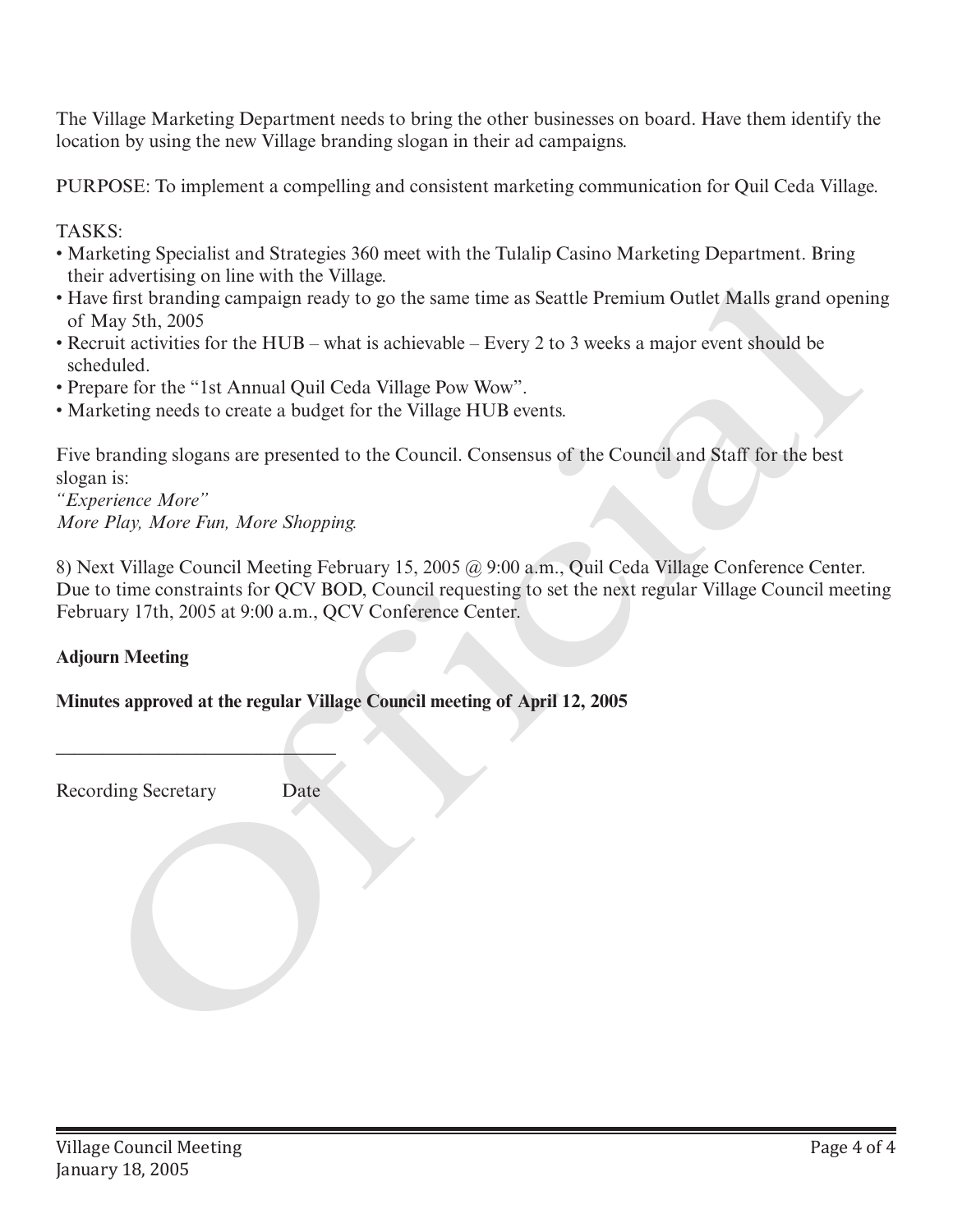The Village Marketing Department needs to bring the other businesses on board. Have them identify the location by using the new Village branding slogan in their ad campaigns.

PURPOSE: To implement a compelling and consistent marketing communication for Quil Ceda Village.

TASKS:

- Marketing Specialist and Strategies 360 meet with the Tulalip Casino Marketing Department. Bring their advertising on line with the Village.
- Have first branding campaign ready to go the same time as Seattle Premium Outlet Malls grand opening of May 5th, 2005
- Recruit activities for the HUB – what is achievable – Every 2 to 3 weeks a major event should be scheduled.
- Prepare for the "1st Annual Quil Ceda Village Pow Wow".
- Marketing needs to create a budget for the Village HUB events.

Five branding slogans are presented to the Council. Consensus of the Council and Staff for the best slogan is:
*"Experience More"*
*More Play, More Fun, More Shopping.*

8) Next Village Council Meeting February 15, 2005 @ 9:00 a.m., Quil Ceda Village Conference Center. Due to time constraints for QCV BOD, Council requesting to set the next regular Village Council meeting February 17th, 2005 at 9:00 a.m., QCV Conference Center.

**Adjourn Meeting**

**Minutes approved at the regular Village Council meeting of April 12, 2005**

______________________________

Recording Secretary Date